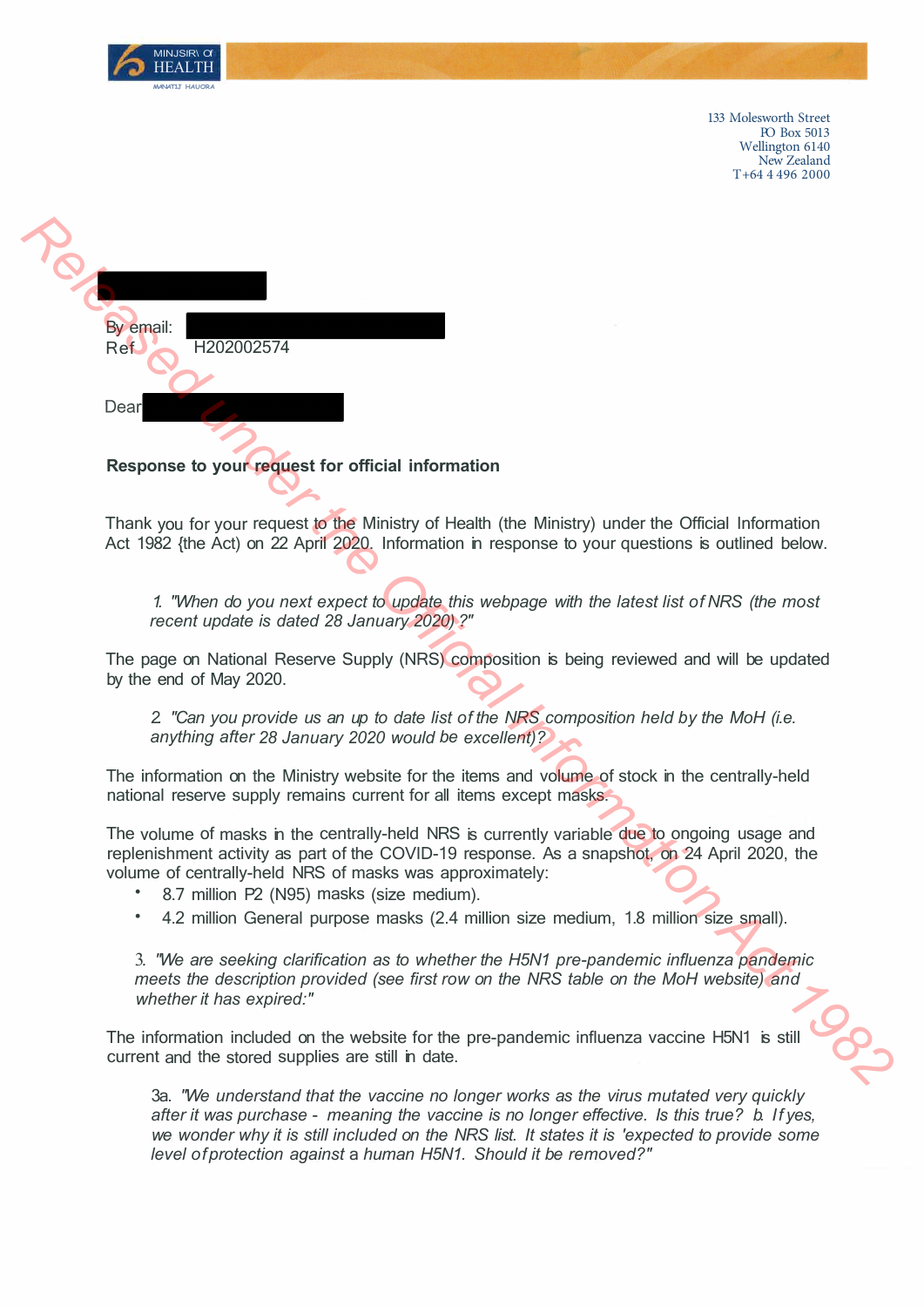MINISTRY OF HEALTH
MANATŪ HAUORA

133 Molesworth Street
PO Box 5013
Wellington 6140
New Zealand
T+64 4 496 2000

By email:
Ref H202002574

Dear

**Response to your request for official information**

Thank you for your request to the Ministry of Health (the Ministry) under the Official Information Act 1982 (the Act) on 22 April 2020. Information in response to your questions is outlined below.

> 1. *"When do you next expect to update this webpage with the latest list of NRS (the most recent update is dated 28 January 2020)?"*

The page on National Reserve Supply (NRS) composition is being reviewed and will be updated by the end of May 2020.

> 2. *"Can you provide us an up to date list of the NRS composition held by the MoH (i.e. anything after 28 January 2020 would be excellent)?*

The information on the Ministry website for the items and volume of stock in the centrally-held national reserve supply remains current for all items except masks.

The volume of masks in the centrally-held NRS is currently variable due to ongoing usage and replenishment activity as part of the COVID-19 response. As a snapshot, on 24 April 2020, the volume of centrally-held NRS of masks was approximately:

- 8.7 million P2 (N95) masks (size medium).
- 4.2 million General purpose masks (2.4 million size medium, 1.8 million size small).

> 3. *"We are seeking clarification as to whether the H5N1 pre-pandemic influenza pandemic meets the description provided (see first row on the NRS table on the MoH website) and whether it has expired:"*

The information included on the website for the pre-pandemic influenza vaccine H5N1 is still current and the stored supplies are still in date.

> 3a. *"We understand that the vaccine no longer works as the virus mutated very quickly after it was purchase - meaning the vaccine is no longer effective. Is this true? b. If yes, we wonder why it is still included on the NRS list. It states it is 'expected to provide some level of protection against a human H5N1. Should it be removed?"*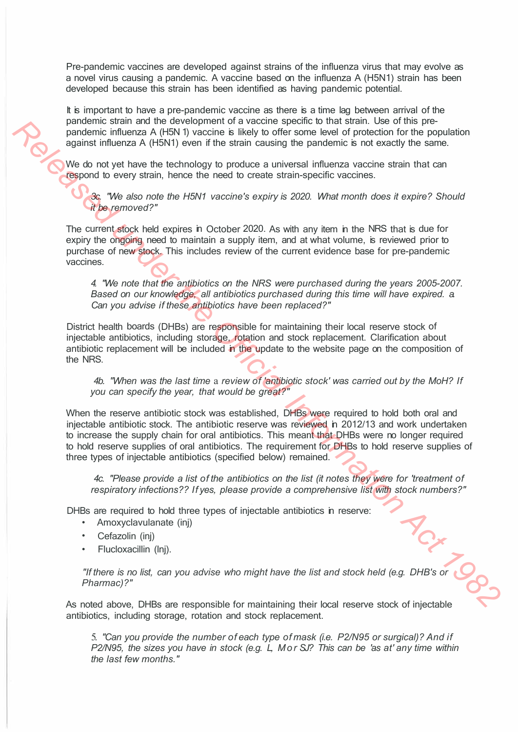Pre-pandemic vaccines are developed against strains of the influenza virus that may evolve as a novel virus causing a pandemic. A vaccine based on the influenza A (H5N1) strain has been developed because this strain has been identified as having pandemic potential.

It is important to have a pre-pandemic vaccine as there is a time lag between arrival of the pandemic strain and the development of a vaccine specific to that strain. Use of this pre-pandemic influenza A (H5N 1) vaccine is likely to offer some level of protection for the population against influenza A (H5N1) even if the strain causing the pandemic is not exactly the same.

We do not yet have the technology to produce a universal influenza vaccine strain that can respond to every strain, hence the need to create strain-specific vaccines.

> *3c. "We also note the H5N1 vaccine's expiry is 2020. What month does it expire? Should it be removed?"*

The current stock held expires in October 2020. As with any item in the NRS that is due for expiry the ongoing need to maintain a supply item, and at what volume, is reviewed prior to purchase of new stock. This includes review of the current evidence base for pre-pandemic vaccines.

> *4. "We note that the antibiotics on the NRS were purchased during the years 2005-2007. Based on our knowledge, all antibiotics purchased during this time will have expired. a. Can you advise if these antibiotics have been replaced?"*

District health boards (DHBs) are responsible for maintaining their local reserve stock of injectable antibiotics, including storage, rotation and stock replacement. Clarification about antibiotic replacement will be included in the update to the website page on the composition of the NRS.

> *4b. "When was the last time a review of 'antibiotic stock' was carried out by the MoH? If you can specify the year, that would be great?"*

When the reserve antibiotic stock was established, DHBs were required to hold both oral and injectable antibiotic stock. The antibiotic reserve was reviewed in 2012/13 and work undertaken to increase the supply chain for oral antibiotics. This meant that DHBs were no longer required to hold reserve supplies of oral antibiotics. The requirement for DHBs to hold reserve supplies of three types of injectable antibiotics (specified below) remained.

> *4c. "Please provide a list of the antibiotics on the list (it notes they were for 'treatment of respiratory infections?? If yes, please provide a comprehensive list with stock numbers?"*

DHBs are required to hold three types of injectable antibiotics in reserve:

- Amoxyclavulanate (inj)
- Cefazolin (inj)
- Flucloxacillin (Inj).

> *"If there is no list, can you advise who might have the list and stock held (e.g. DHB's or Pharmac)?"*

As noted above, DHBs are responsible for maintaining their local reserve stock of injectable antibiotics, including storage, rotation and stock replacement.

> *5. "Can you provide the number of each type of mask (i.e. P2/N95 or surgical)? And if P2/N95, the sizes you have in stock (e.g. L, M or SJ? This can be 'as at' any time within the last few months."*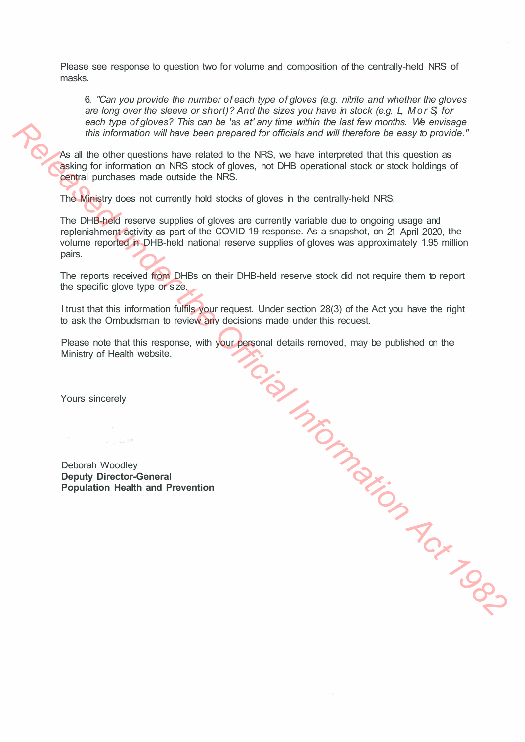Please see response to question two for volume and composition of the centrally-held NRS of masks.

> 6. *"Can you provide the number of each type of gloves (e.g. nitrite and whether the gloves are long over the sleeve or short)? And the sizes you have in stock (e.g. L, M or S) for each type of gloves? This can be 'as at' any time within the last few months. We envisage this information will have been prepared for officials and will therefore be easy to provide."*

As all the other questions have related to the NRS, we have interpreted that this question as asking for information on NRS stock of gloves, not DHB operational stock or stock holdings of central purchases made outside the NRS.

The Ministry does not currently hold stocks of gloves in the centrally-held NRS.

The DHB-held reserve supplies of gloves are currently variable due to ongoing usage and replenishment activity as part of the COVID-19 response. As a snapshot, on 21 April 2020, the volume reported in DHB-held national reserve supplies of gloves was approximately 1.95 million pairs.

The reports received from DHBs on their DHB-held reserve stock did not require them to report the specific glove type or size.

I trust that this information fulfils your request. Under section 28(3) of the Act you have the right to ask the Ombudsman to review any decisions made under this request.

Please note that this response, with your personal details removed, may be published on the Ministry of Health website.

Yours sincerely

Deborah Woodley
**Deputy Director-General**
**Population Health and Prevention**